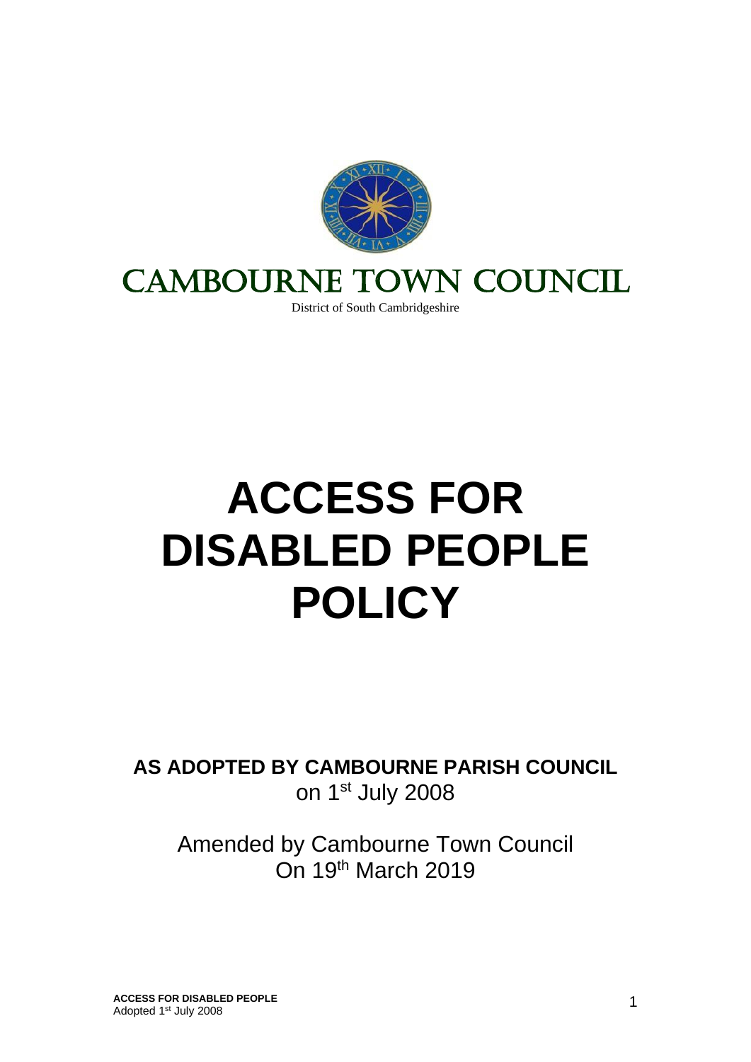# CAMBOURNE TOWN COUNCIL

District of South Cambridgeshire

# ACCESS FOR DISABLED PEOPLE POLICY

**AS ADOPTED BY CAMBOURNE PARISH COUNCIL**
on 1st July 2008

Amended by Cambourne Town Council
On 19th March 2019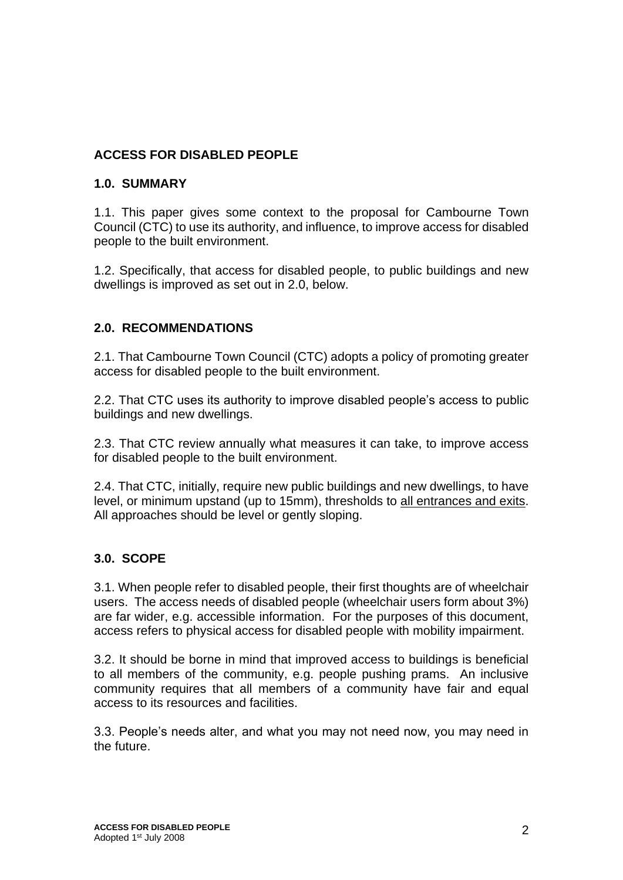# ACCESS FOR DISABLED PEOPLE

## 1.0. SUMMARY

1.1. This paper gives some context to the proposal for Cambourne Town Council (CTC) to use its authority, and influence, to improve access for disabled people to the built environment.

1.2. Specifically, that access for disabled people, to public buildings and new dwellings is improved as set out in 2.0, below.

## 2.0. RECOMMENDATIONS

2.1. That Cambourne Town Council (CTC) adopts a policy of promoting greater access for disabled people to the built environment.

2.2. That CTC uses its authority to improve disabled people's access to public buildings and new dwellings.

2.3. That CTC review annually what measures it can take, to improve access for disabled people to the built environment.

2.4. That CTC, initially, require new public buildings and new dwellings, to have level, or minimum upstand (up to 15mm), thresholds to <u>all entrances and exits</u>. All approaches should be level or gently sloping.

## 3.0. SCOPE

3.1. When people refer to disabled people, their first thoughts are of wheelchair users. The access needs of disabled people (wheelchair users form about 3%) are far wider, e.g. accessible information. For the purposes of this document, access refers to physical access for disabled people with mobility impairment.

3.2. It should be borne in mind that improved access to buildings is beneficial to all members of the community, e.g. people pushing prams. An inclusive community requires that all members of a community have fair and equal access to its resources and facilities.

3.3. People's needs alter, and what you may not need now, you may need in the future.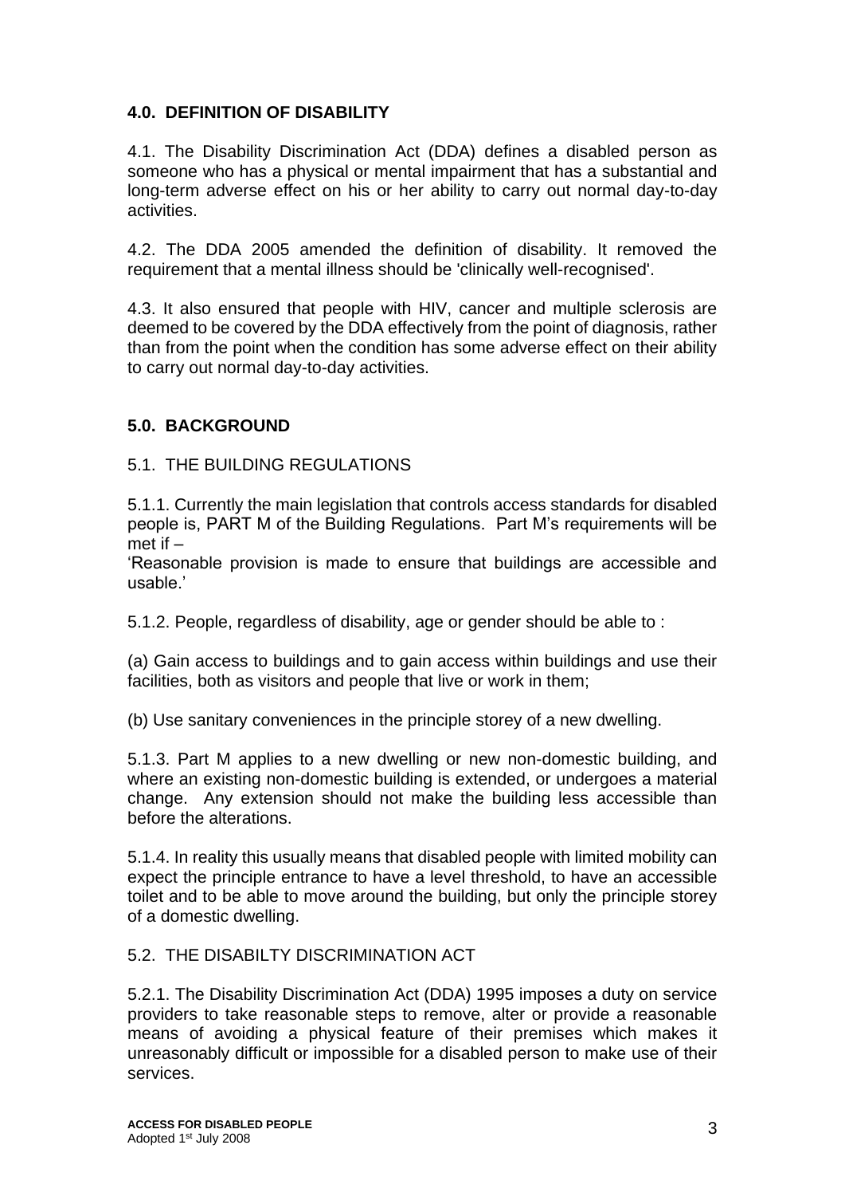## 4.0. DEFINITION OF DISABILITY

4.1. The Disability Discrimination Act (DDA) defines a disabled person as someone who has a physical or mental impairment that has a substantial and long-term adverse effect on his or her ability to carry out normal day-to-day activities.

4.2. The DDA 2005 amended the definition of disability. It removed the requirement that a mental illness should be 'clinically well-recognised'.

4.3. It also ensured that people with HIV, cancer and multiple sclerosis are deemed to be covered by the DDA effectively from the point of diagnosis, rather than from the point when the condition has some adverse effect on their ability to carry out normal day-to-day activities.

## 5.0. BACKGROUND

### 5.1. THE BUILDING REGULATIONS

5.1.1. Currently the main legislation that controls access standards for disabled people is, PART M of the Building Regulations. Part M's requirements will be met if –
'Reasonable provision is made to ensure that buildings are accessible and usable.'

5.1.2. People, regardless of disability, age or gender should be able to :

(a) Gain access to buildings and to gain access within buildings and use their facilities, both as visitors and people that live or work in them;

(b) Use sanitary conveniences in the principle storey of a new dwelling.

5.1.3. Part M applies to a new dwelling or new non-domestic building, and where an existing non-domestic building is extended, or undergoes a material change. Any extension should not make the building less accessible than before the alterations.

5.1.4. In reality this usually means that disabled people with limited mobility can expect the principle entrance to have a level threshold, to have an accessible toilet and to be able to move around the building, but only the principle storey of a domestic dwelling.

### 5.2. THE DISABILTY DISCRIMINATION ACT

5.2.1. The Disability Discrimination Act (DDA) 1995 imposes a duty on service providers to take reasonable steps to remove, alter or provide a reasonable means of avoiding a physical feature of their premises which makes it unreasonably difficult or impossible for a disabled person to make use of their services.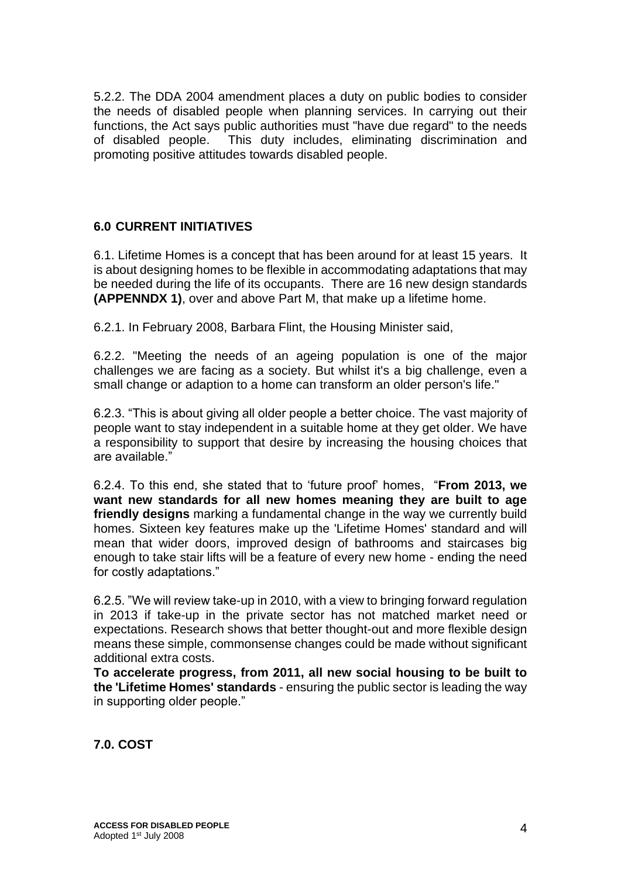5.2.2. The DDA 2004 amendment places a duty on public bodies to consider the needs of disabled people when planning services. In carrying out their functions, the Act says public authorities must "have due regard" to the needs of disabled people. This duty includes, eliminating discrimination and promoting positive attitudes towards disabled people.

## 6.0 CURRENT INITIATIVES

6.1. Lifetime Homes is a concept that has been around for at least 15 years. It is about designing homes to be flexible in accommodating adaptations that may be needed during the life of its occupants. There are 16 new design standards **(APPENNDX 1)**, over and above Part M, that make up a lifetime home.

6.2.1. In February 2008, Barbara Flint, the Housing Minister said,

6.2.2. "Meeting the needs of an ageing population is one of the major challenges we are facing as a society. But whilst it's a big challenge, even a small change or adaption to a home can transform an older person's life."

6.2.3. "This is about giving all older people a better choice. The vast majority of people want to stay independent in a suitable home at they get older. We have a responsibility to support that desire by increasing the housing choices that are available."

6.2.4. To this end, she stated that to 'future proof' homes, "**From 2013, we want new standards for all new homes meaning they are built to age friendly designs** marking a fundamental change in the way we currently build homes. Sixteen key features make up the 'Lifetime Homes' standard and will mean that wider doors, improved design of bathrooms and staircases big enough to take stair lifts will be a feature of every new home - ending the need for costly adaptations."

6.2.5. "We will review take-up in 2010, with a view to bringing forward regulation in 2013 if take-up in the private sector has not matched market need or expectations. Research shows that better thought-out and more flexible design means these simple, commonsense changes could be made without significant additional extra costs.
**To accelerate progress, from 2011, all new social housing to be built to the 'Lifetime Homes' standards** - ensuring the public sector is leading the way in supporting older people."

## 7.0. COST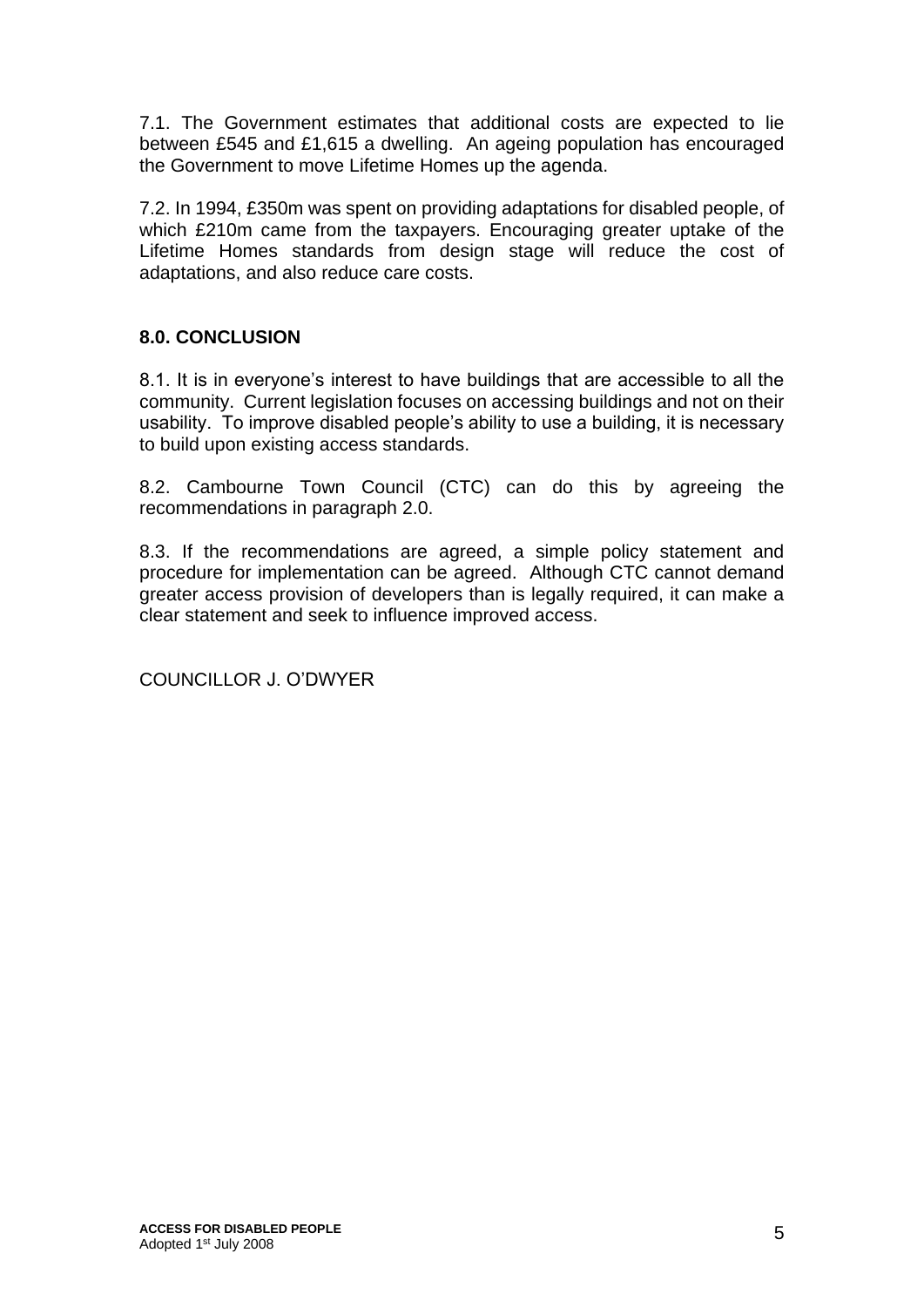7.1. The Government estimates that additional costs are expected to lie between £545 and £1,615 a dwelling. An ageing population has encouraged the Government to move Lifetime Homes up the agenda.

7.2. In 1994, £350m was spent on providing adaptations for disabled people, of which £210m came from the taxpayers. Encouraging greater uptake of the Lifetime Homes standards from design stage will reduce the cost of adaptations, and also reduce care costs.

## 8.0. CONCLUSION

8.1. It is in everyone's interest to have buildings that are accessible to all the community. Current legislation focuses on accessing buildings and not on their usability. To improve disabled people's ability to use a building, it is necessary to build upon existing access standards.

8.2. Cambourne Town Council (CTC) can do this by agreeing the recommendations in paragraph 2.0.

8.3. If the recommendations are agreed, a simple policy statement and procedure for implementation can be agreed. Although CTC cannot demand greater access provision of developers than is legally required, it can make a clear statement and seek to influence improved access.

COUNCILLOR J. O'DWYER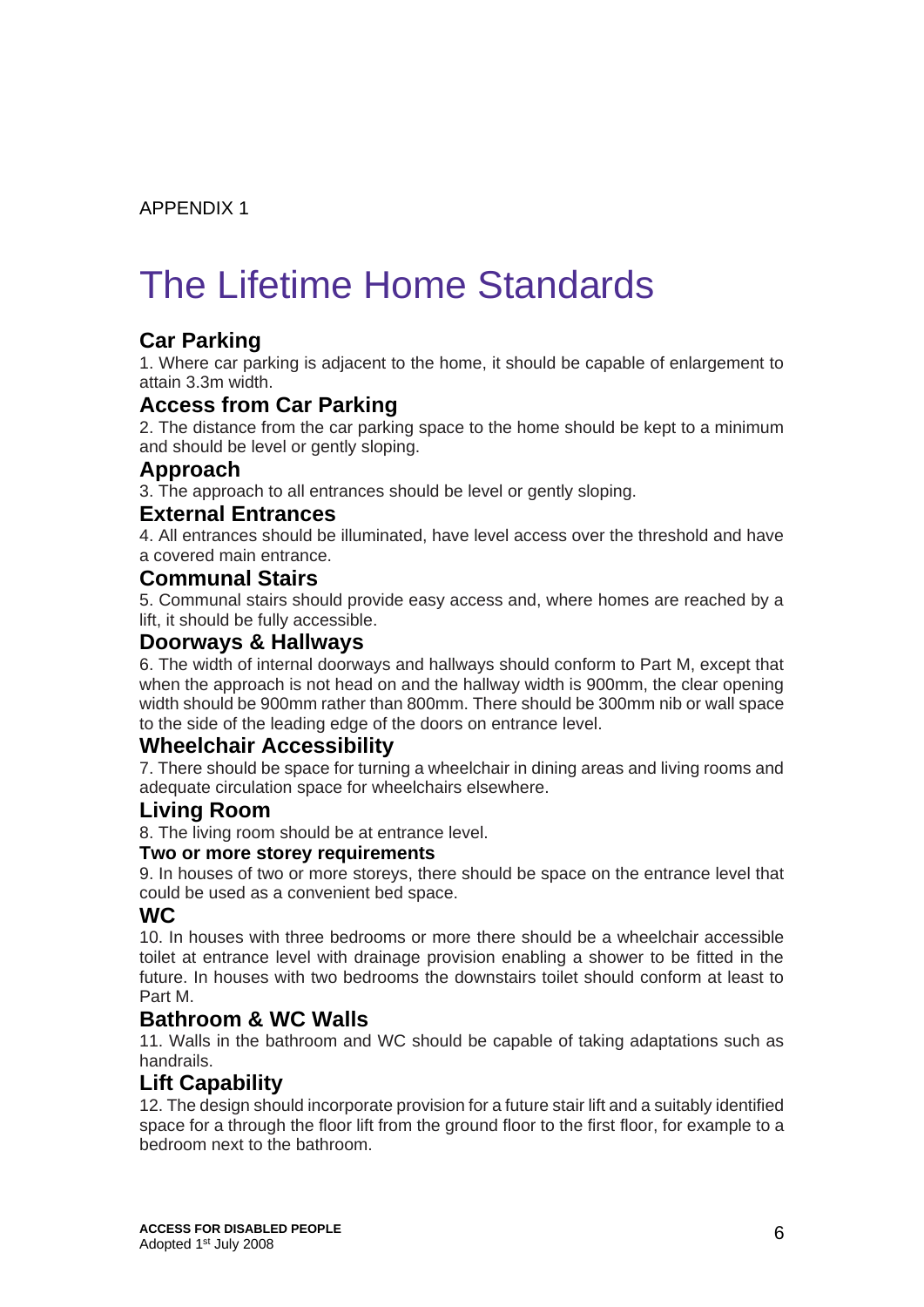APPENDIX 1

# The Lifetime Home Standards

## Car Parking

1. Where car parking is adjacent to the home, it should be capable of enlargement to attain 3.3m width.

## Access from Car Parking

2. The distance from the car parking space to the home should be kept to a minimum and should be level or gently sloping.

## Approach

3. The approach to all entrances should be level or gently sloping.

## External Entrances

4. All entrances should be illuminated, have level access over the threshold and have a covered main entrance.

## Communal Stairs

5. Communal stairs should provide easy access and, where homes are reached by a lift, it should be fully accessible.

## Doorways & Hallways

6. The width of internal doorways and hallways should conform to Part M, except that when the approach is not head on and the hallway width is 900mm, the clear opening width should be 900mm rather than 800mm. There should be 300mm nib or wall space to the side of the leading edge of the doors on entrance level.

## Wheelchair Accessibility

7. There should be space for turning a wheelchair in dining areas and living rooms and adequate circulation space for wheelchairs elsewhere.

## Living Room

8. The living room should be at entrance level.

### Two or more storey requirements

9. In houses of two or more storeys, there should be space on the entrance level that could be used as a convenient bed space.

## WC

10. In houses with three bedrooms or more there should be a wheelchair accessible toilet at entrance level with drainage provision enabling a shower to be fitted in the future. In houses with two bedrooms the downstairs toilet should conform at least to Part M.

## Bathroom & WC Walls

11. Walls in the bathroom and WC should be capable of taking adaptations such as handrails.

## Lift Capability

12. The design should incorporate provision for a future stair lift and a suitably identified space for a through the floor lift from the ground floor to the first floor, for example to a bedroom next to the bathroom.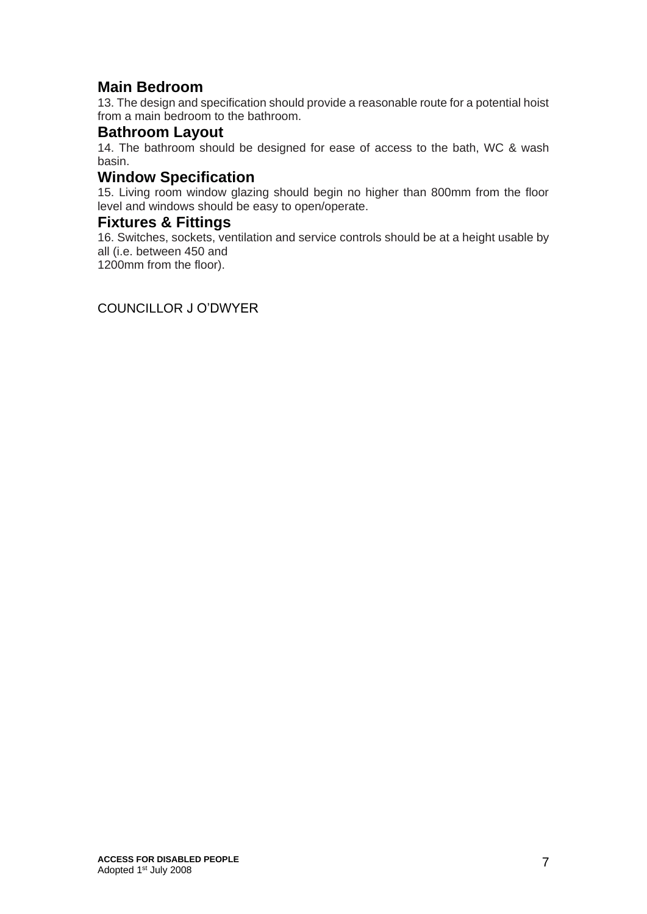## Main Bedroom

13. The design and specification should provide a reasonable route for a potential hoist from a main bedroom to the bathroom.

## Bathroom Layout

14. The bathroom should be designed for ease of access to the bath, WC & wash basin.

## Window Specification

15. Living room window glazing should begin no higher than 800mm from the floor level and windows should be easy to open/operate.

## Fixtures & Fittings

16. Switches, sockets, ventilation and service controls should be at a height usable by all (i.e. between 450 and 1200mm from the floor).

COUNCILLOR J O'DWYER